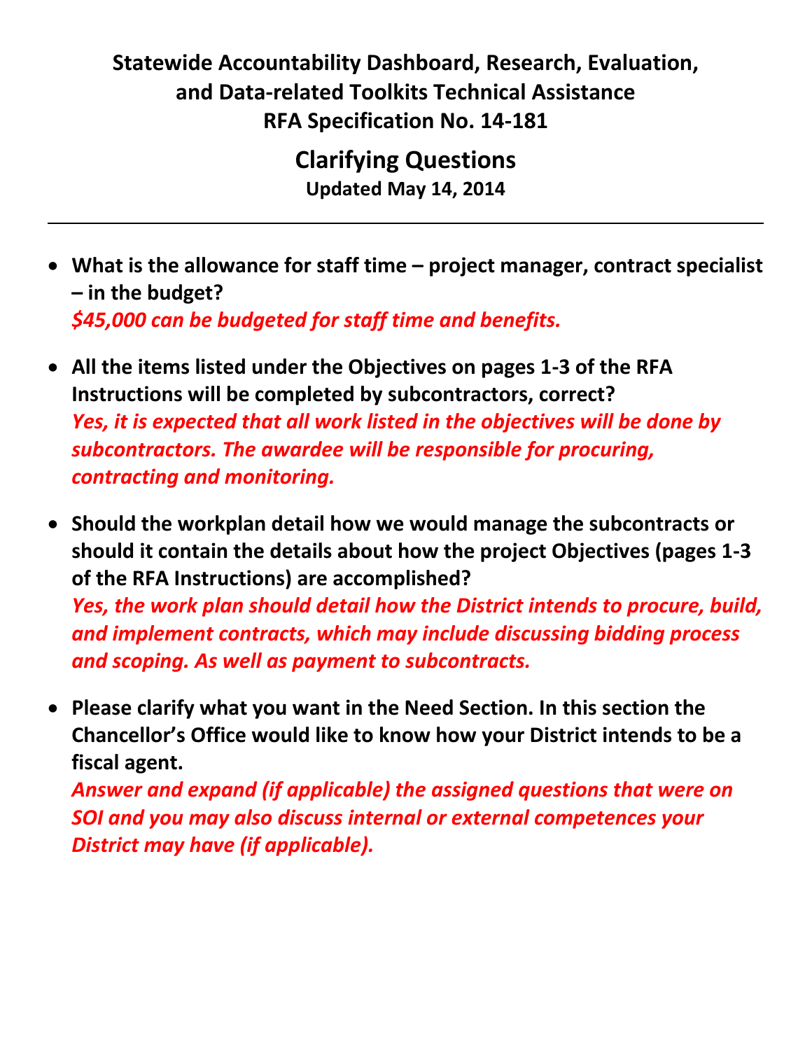# Statewide Accountability Dashboard, Research, Evaluation, and Data-related Toolkits Technical Assistance
# RFA Specification No. 14-181

## Clarifying Questions

**Updated May 14, 2014**

---

- **What is the allowance for staff time – project manager, contract specialist – in the budget?**
  ***$45,000 can be budgeted for staff time and benefits.***

- **All the items listed under the Objectives on pages 1-3 of the RFA Instructions will be completed by subcontractors, correct?**
  ***Yes, it is expected that all work listed in the objectives will be done by subcontractors. The awardee will be responsible for procuring, contracting and monitoring.***

- **Should the workplan detail how we would manage the subcontracts or should it contain the details about how the project Objectives (pages 1-3 of the RFA Instructions) are accomplished?**
  ***Yes, the work plan should detail how the District intends to procure, build, and implement contracts, which may include discussing bidding process and scoping. As well as payment to subcontracts.***

- **Please clarify what you want in the Need Section. In this section the Chancellor's Office would like to know how your District intends to be a fiscal agent.**
  ***Answer and expand (if applicable) the assigned questions that were on SOI and you may also discuss internal or external competences your District may have (if applicable).***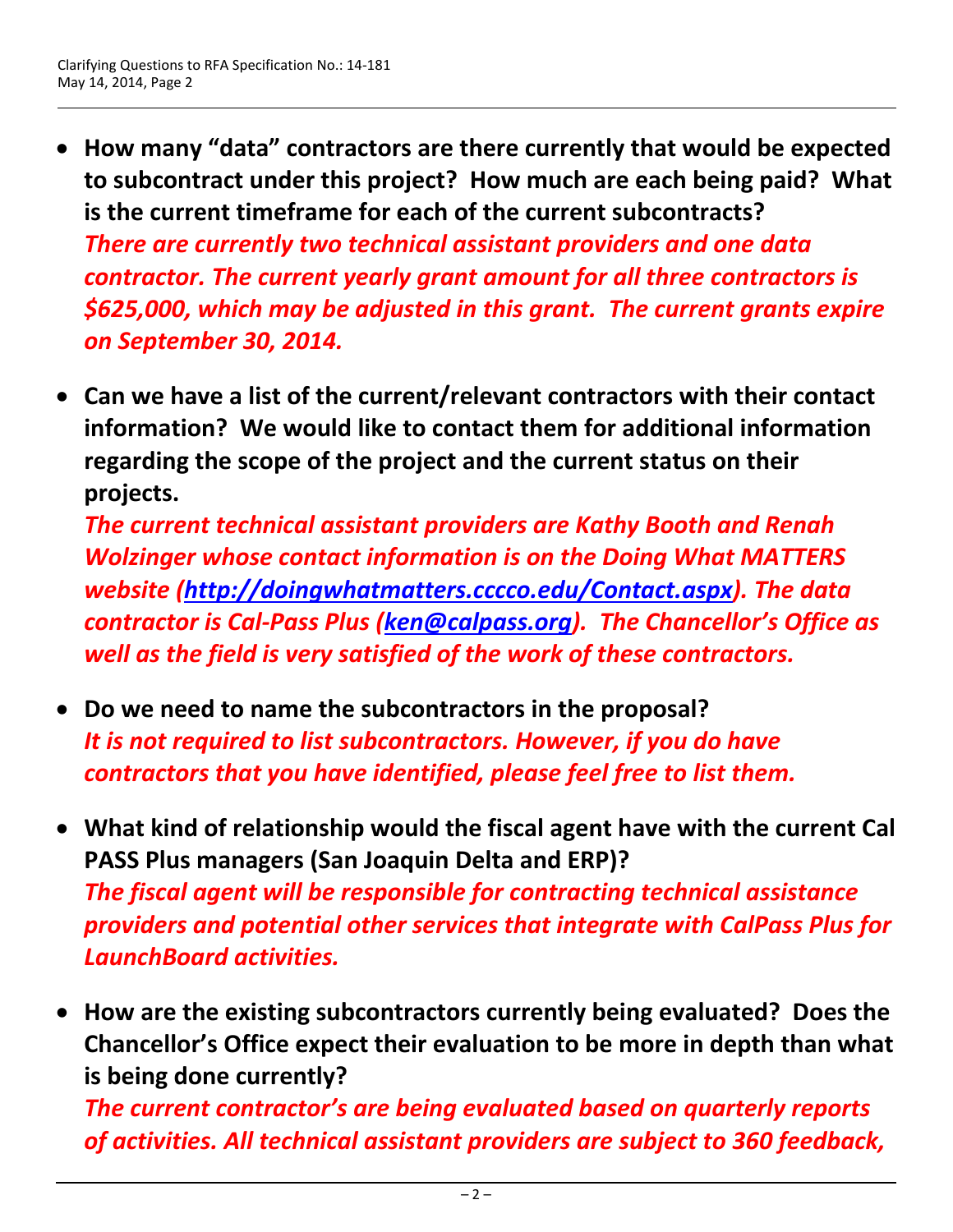- **How many "data" contractors are there currently that would be expected to subcontract under this project? How much are each being paid? What is the current timeframe for each of the current subcontracts?**
  ***There are currently two technical assistant providers and one data contractor. The current yearly grant amount for all three contractors is $625,000, which may be adjusted in this grant. The current grants expire on September 30, 2014.***

- **Can we have a list of the current/relevant contractors with their contact information? We would like to contact them for additional information regarding the scope of the project and the current status on their projects.**
  ***The current technical assistant providers are Kathy Booth and Renah Wolzinger whose contact information is on the Doing What MATTERS website (http://doingwhatmatters.cccco.edu/Contact.aspx). The data contractor is Cal-Pass Plus (ken@calpass.org). The Chancellor's Office as well as the field is very satisfied of the work of these contractors.***

- **Do we need to name the subcontractors in the proposal?**
  ***It is not required to list subcontractors. However, if you do have contractors that you have identified, please feel free to list them.***

- **What kind of relationship would the fiscal agent have with the current Cal PASS Plus managers (San Joaquin Delta and ERP)?**
  ***The fiscal agent will be responsible for contracting technical assistance providers and potential other services that integrate with CalPass Plus for LaunchBoard activities.***

- **How are the existing subcontractors currently being evaluated? Does the Chancellor's Office expect their evaluation to be more in depth than what is being done currently?**
  ***The current contractor's are being evaluated based on quarterly reports of activities. All technical assistant providers are subject to 360 feedback,***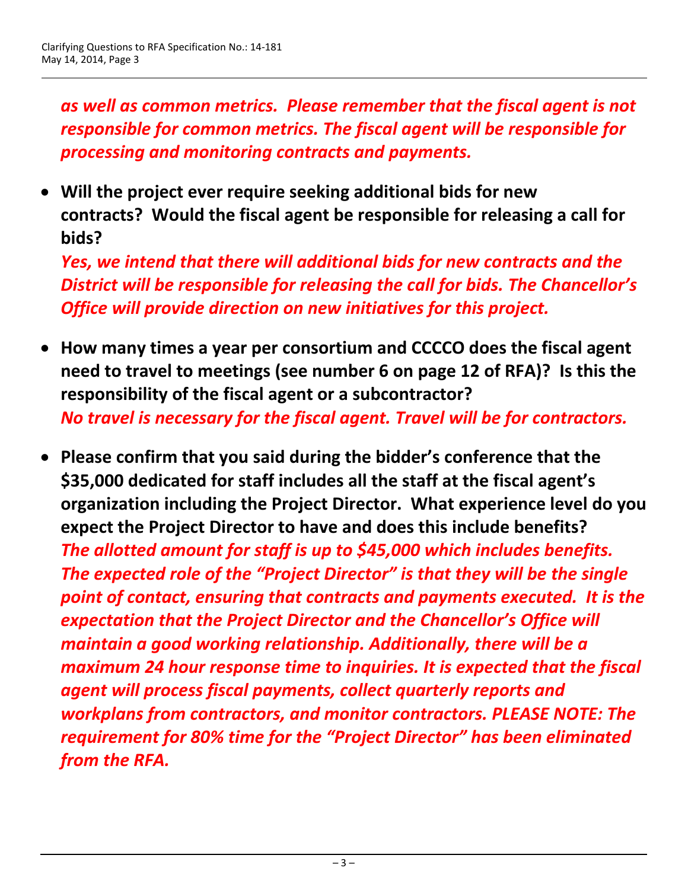*as well as common metrics. Please remember that the fiscal agent is not responsible for common metrics. The fiscal agent will be responsible for processing and monitoring contracts and payments.*

- **Will the project ever require seeking additional bids for new contracts? Would the fiscal agent be responsible for releasing a call for bids?**
  *Yes, we intend that there will additional bids for new contracts and the District will be responsible for releasing the call for bids. The Chancellor's Office will provide direction on new initiatives for this project.*

- **How many times a year per consortium and CCCCO does the fiscal agent need to travel to meetings (see number 6 on page 12 of RFA)? Is this the responsibility of the fiscal agent or a subcontractor?**
  *No travel is necessary for the fiscal agent. Travel will be for contractors.*

- **Please confirm that you said during the bidder's conference that the $35,000 dedicated for staff includes all the staff at the fiscal agent's organization including the Project Director. What experience level do you expect the Project Director to have and does this include benefits?**
  *The allotted amount for staff is up to $45,000 which includes benefits. The expected role of the "Project Director" is that they will be the single point of contact, ensuring that contracts and payments executed. It is the expectation that the Project Director and the Chancellor's Office will maintain a good working relationship. Additionally, there will be a maximum 24 hour response time to inquiries. It is expected that the fiscal agent will process fiscal payments, collect quarterly reports and workplans from contractors, and monitor contractors. PLEASE NOTE: The requirement for 80% time for the "Project Director" has been eliminated from the RFA.*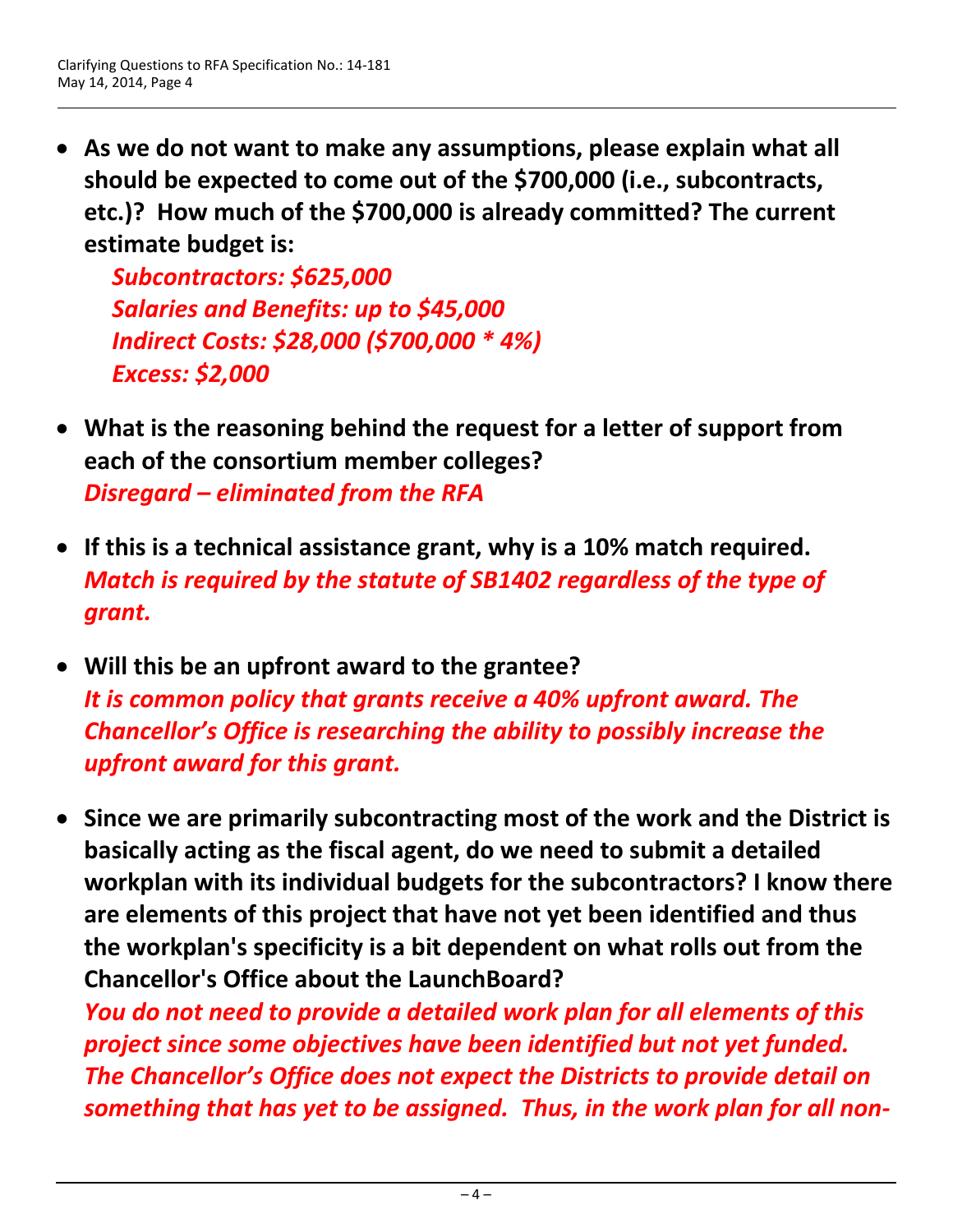- **As we do not want to make any assumptions, please explain what all should be expected to come out of the $700,000 (i.e., subcontracts, etc.)? How much of the $700,000 is already committed? The current estimate budget is:**

  ***Subcontractors: $625,000***
  ***Salaries and Benefits: up to $45,000***
  ***Indirect Costs: $28,000 ($700,000 * 4%)***
  ***Excess: $2,000***

- **What is the reasoning behind the request for a letter of support from each of the consortium member colleges?**
  ***Disregard – eliminated from the RFA***

- **If this is a technical assistance grant, why is a 10% match required.**
  ***Match is required by the statute of SB1402 regardless of the type of grant.***

- **Will this be an upfront award to the grantee?**
  ***It is common policy that grants receive a 40% upfront award. The Chancellor's Office is researching the ability to possibly increase the upfront award for this grant.***

- **Since we are primarily subcontracting most of the work and the District is basically acting as the fiscal agent, do we need to submit a detailed workplan with its individual budgets for the subcontractors? I know there are elements of this project that have not yet been identified and thus the workplan's specificity is a bit dependent on what rolls out from the Chancellor's Office about the LaunchBoard?**
  ***You do not need to provide a detailed work plan for all elements of this project since some objectives have been identified but not yet funded. The Chancellor's Office does not expect the Districts to provide detail on something that has yet to be assigned. Thus, in the work plan for all non-***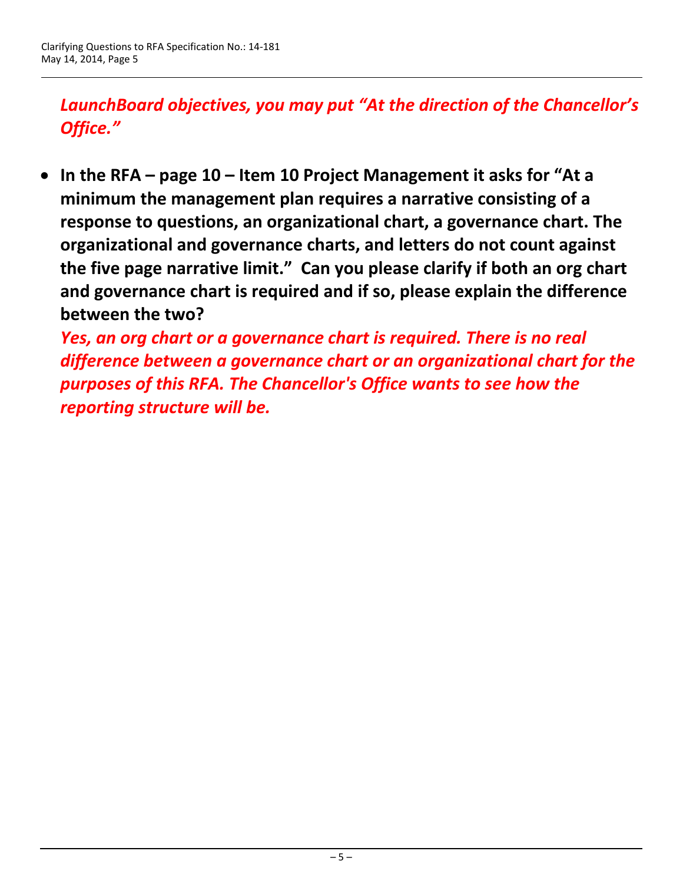*LaunchBoard objectives, you may put "At the direction of the Chancellor's Office."*

- **In the RFA – page 10 – Item 10 Project Management it asks for "At a minimum the management plan requires a narrative consisting of a response to questions, an organizational chart, a governance chart. The organizational and governance charts, and letters do not count against the five page narrative limit." Can you please clarify if both an org chart and governance chart is required and if so, please explain the difference between the two?**

  *Yes, an org chart or a governance chart is required. There is no real difference between a governance chart or an organizational chart for the purposes of this RFA. The Chancellor's Office wants to see how the reporting structure will be.*